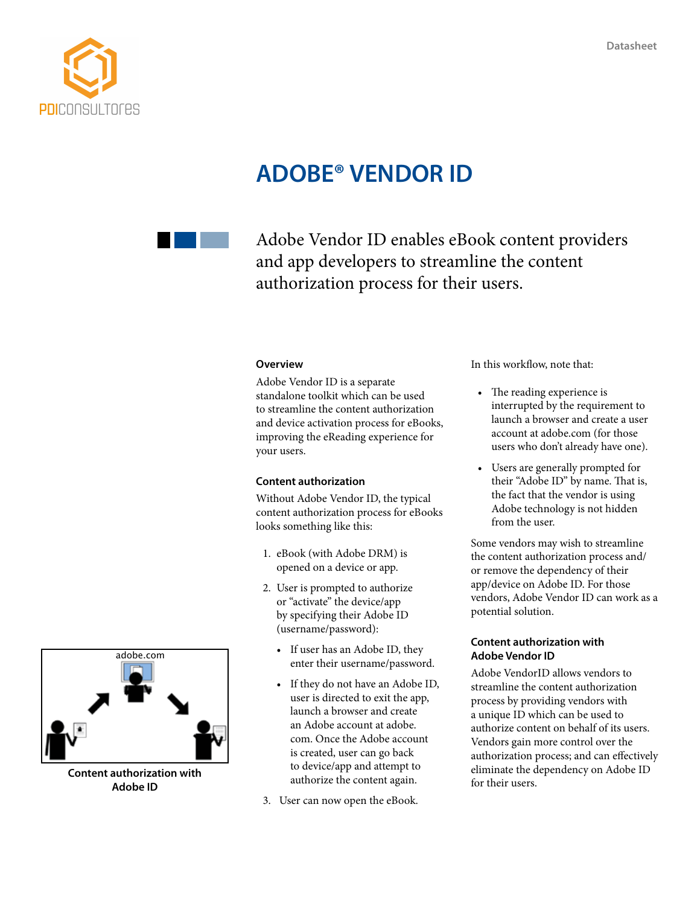Datasheet

# ADOBE® VENDOR ID

Adobe Vendor ID enables eBook content providers and app developers to streamline the content authorization process for their users.

### Overview

Adobe Vendor ID is a separate standalone toolkit which can be used to streamline the content authorization and device activation process for eBooks, improving the eReading experience for your users.

### Content authorization

Without Adobe Vendor ID, the typical content authorization process for eBooks looks something like this:

1. eBook (with Adobe DRM) is opened on a device or app.
2. User is prompted to authorize or "activate" the device/app by specifying their Adobe ID (username/password):
   - If user has an Adobe ID, they enter their username/password.
   - If they do not have an Adobe ID, user is directed to exit the app, launch a browser and create an Adobe account at adobe.com. Once the Adobe account is created, user can go back to device/app and attempt to authorize the content again.
3. User can now open the eBook.

adobe.com

**Content authorization with Adobe ID**

In this workflow, note that:

- The reading experience is interrupted by the requirement to launch a browser and create a user account at adobe.com (for those users who don't already have one).
- Users are generally prompted for their "Adobe ID" by name. That is, the fact that the vendor is using Adobe technology is not hidden from the user.

Some vendors may wish to streamline the content authorization process and/or remove the dependency of their app/device on Adobe ID. For those vendors, Adobe Vendor ID can work as a potential solution.

### Content authorization with Adobe Vendor ID

Adobe VendorID allows vendors to streamline the content authorization process by providing vendors with a unique ID which can be used to authorize content on behalf of its users. Vendors gain more control over the authorization process; and can effectively eliminate the dependency on Adobe ID for their users.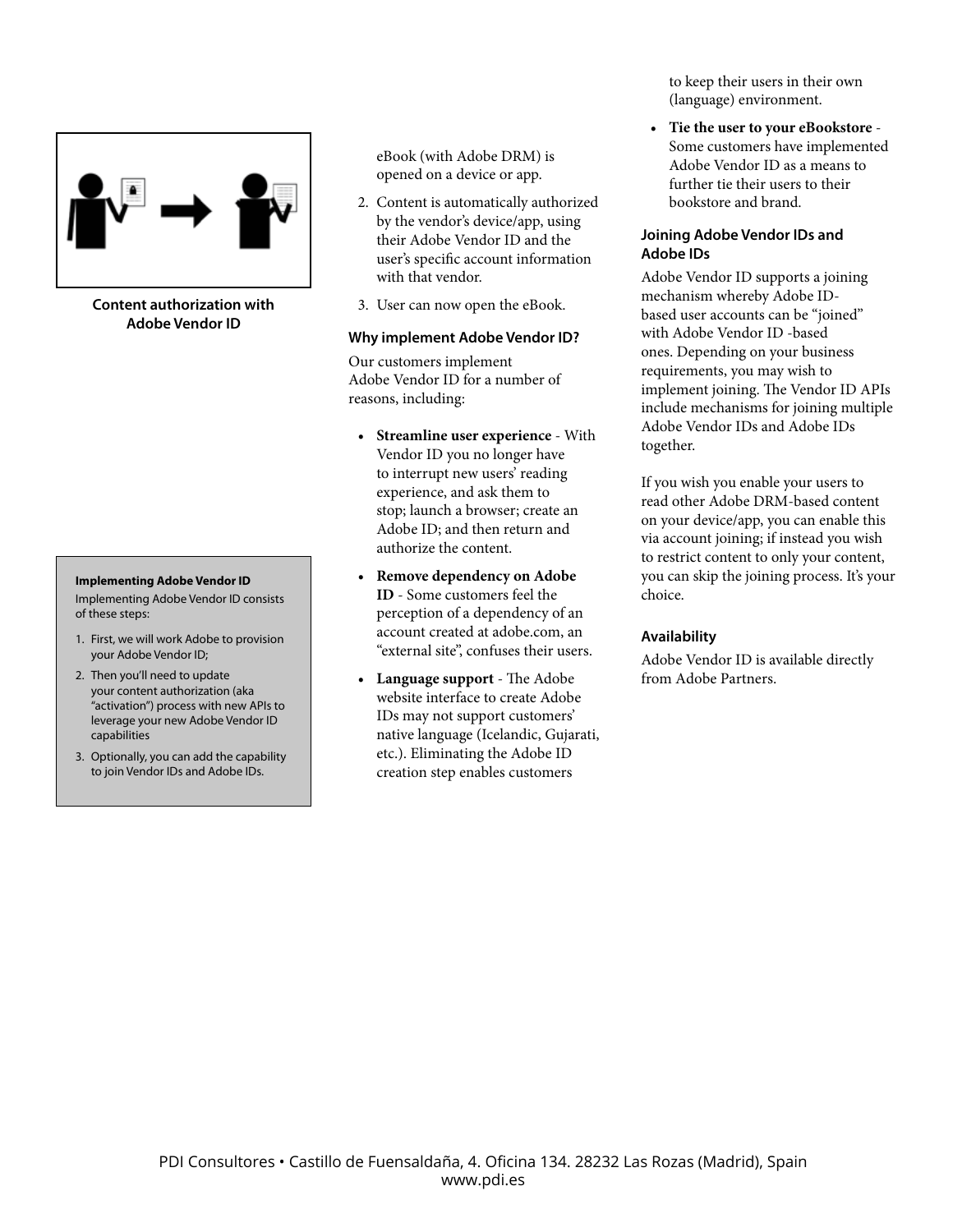Content authorization with Adobe Vendor ID

eBook (with Adobe DRM) is opened on a device or app.

2. Content is automatically authorized by the vendor's device/app, using their Adobe Vendor ID and the user's specific account information with that vendor.
3. User can now open the eBook.

### Why implement Adobe Vendor ID?

Our customers implement Adobe Vendor ID for a number of reasons, including:

- **Streamline user experience** - With Vendor ID you no longer have to interrupt new users' reading experience, and ask them to stop; launch a browser; create an Adobe ID; and then return and authorize the content.
- **Remove dependency on Adobe ID** - Some customers feel the perception of a dependency of an account created at adobe.com, an "external site", confuses their users.
- **Language support** - The Adobe website interface to create Adobe IDs may not support customers' native language (Icelandic, Gujarati, etc.). Eliminating the Adobe ID creation step enables customers to keep their users in their own (language) environment.
- **Tie the user to your eBookstore** - Some customers have implemented Adobe Vendor ID as a means to further tie their users to their bookstore and brand.

### Joining Adobe Vendor IDs and Adobe IDs

Adobe Vendor ID supports a joining mechanism whereby Adobe ID-based user accounts can be "joined" with Adobe Vendor ID -based ones. Depending on your business requirements, you may wish to implement joining. The Vendor ID APIs include mechanisms for joining multiple Adobe Vendor IDs and Adobe IDs together.

If you wish you enable your users to read other Adobe DRM-based content on your device/app, you can enable this via account joining; if instead you wish to restrict content to only your content, you can skip the joining process. It's your choice.

### Availability

Adobe Vendor ID is available directly from Adobe Partners.

**Implementing Adobe Vendor ID**

Implementing Adobe Vendor ID consists of these steps:

1. First, we will work Adobe to provision your Adobe Vendor ID;
2. Then you'll need to update your content authorization (aka "activation") process with new APIs to leverage your new Adobe Vendor ID capabilities
3. Optionally, you can add the capability to join Vendor IDs and Adobe IDs.

PDI Consultores • Castillo de Fuensaldaña, 4. Oficina 134. 28232 Las Rozas (Madrid), Spain
www.pdi.es